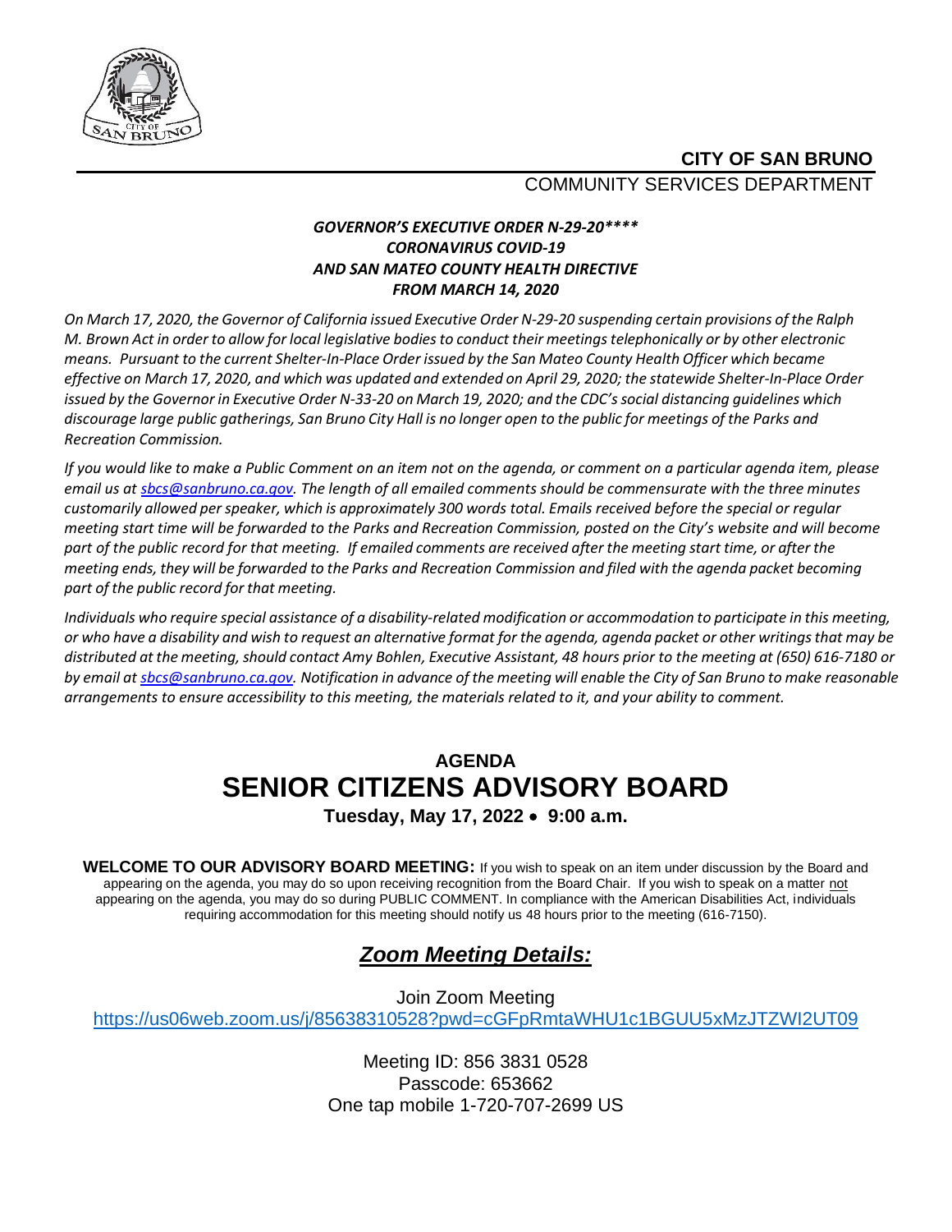**CITY OF SAN BRUNO**

COMMUNITY SERVICES DEPARTMENT

***GOVERNOR'S EXECUTIVE ORDER N-29-20\*\*\*\****
***CORONAVIRUS COVID-19***
***AND SAN MATEO COUNTY HEALTH DIRECTIVE***
***FROM MARCH 14, 2020***

*On March 17, 2020, the Governor of California issued Executive Order N-29-20 suspending certain provisions of the Ralph M. Brown Act in order to allow for local legislative bodies to conduct their meetings telephonically or by other electronic means. Pursuant to the current Shelter-In-Place Order issued by the San Mateo County Health Officer which became effective on March 17, 2020, and which was updated and extended on April 29, 2020; the statewide Shelter-In-Place Order issued by the Governor in Executive Order N-33-20 on March 19, 2020; and the CDC's social distancing guidelines which discourage large public gatherings, San Bruno City Hall is no longer open to the public for meetings of the Parks and Recreation Commission.*

*If you would like to make a Public Comment on an item not on the agenda, or comment on a particular agenda item, please email us at [sbcs@sanbruno.ca.gov](mailto:sbcs@sanbruno.ca.gov). The length of all emailed comments should be commensurate with the three minutes customarily allowed per speaker, which is approximately 300 words total. Emails received before the special or regular meeting start time will be forwarded to the Parks and Recreation Commission, posted on the City's website and will become part of the public record for that meeting. If emailed comments are received after the meeting start time, or after the meeting ends, they will be forwarded to the Parks and Recreation Commission and filed with the agenda packet becoming part of the public record for that meeting.*

*Individuals who require special assistance of a disability-related modification or accommodation to participate in this meeting, or who have a disability and wish to request an alternative format for the agenda, agenda packet or other writings that may be distributed at the meeting, should contact Amy Bohlen, Executive Assistant, 48 hours prior to the meeting at (650) 616-7180 or by email at [sbcs@sanbruno.ca.gov](mailto:sbcs@sanbruno.ca.gov). Notification in advance of the meeting will enable the City of San Bruno to make reasonable arrangements to ensure accessibility to this meeting, the materials related to it, and your ability to comment.*

# AGENDA
# SENIOR CITIZENS ADVISORY BOARD

**Tuesday, May 17, 2022 • 9:00 a.m.**

**WELCOME TO OUR ADVISORY BOARD MEETING:** If you wish to speak on an item under discussion by the Board and appearing on the agenda, you may do so upon receiving recognition from the Board Chair. If you wish to speak on a matter not appearing on the agenda, you may do so during PUBLIC COMMENT. In compliance with the American Disabilities Act, individuals requiring accommodation for this meeting should notify us 48 hours prior to the meeting (616-7150).

## ***Zoom Meeting Details:***

Join Zoom Meeting
[https://us06web.zoom.us/j/85638310528?pwd=cGFpRmtaWHU1c1BGUU5xMzJTZWI2UT09](https://us06web.zoom.us/j/85638310528?pwd=cGFpRmtaWHU1c1BGUU5xMzJTZWI2UT09)

Meeting ID: 856 3831 0528
Passcode: 653662
One tap mobile 1-720-707-2699 US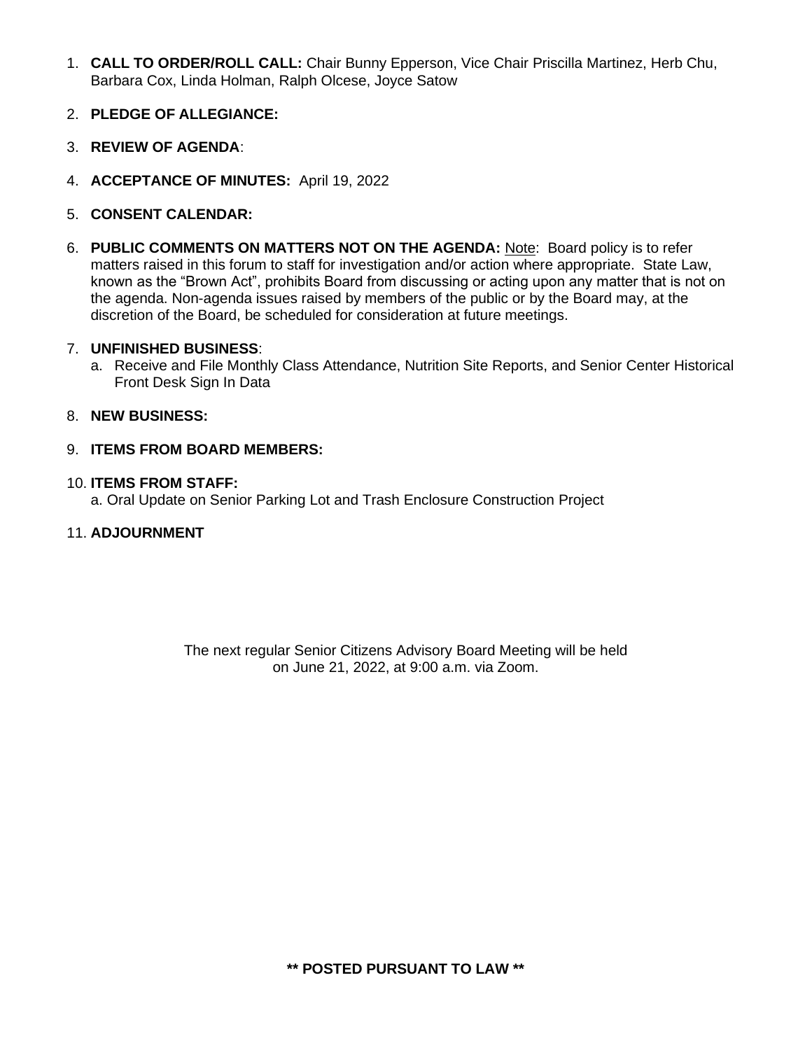1. **CALL TO ORDER/ROLL CALL:** Chair Bunny Epperson, Vice Chair Priscilla Martinez, Herb Chu, Barbara Cox, Linda Holman, Ralph Olcese, Joyce Satow

2. **PLEDGE OF ALLEGIANCE:**

3. **REVIEW OF AGENDA**:

4. **ACCEPTANCE OF MINUTES:** April 19, 2022

5. **CONSENT CALENDAR:**

6. **PUBLIC COMMENTS ON MATTERS NOT ON THE AGENDA:** Note: Board policy is to refer matters raised in this forum to staff for investigation and/or action where appropriate. State Law, known as the "Brown Act", prohibits Board from discussing or acting upon any matter that is not on the agenda. Non-agenda issues raised by members of the public or by the Board may, at the discretion of the Board, be scheduled for consideration at future meetings.

7. **UNFINISHED BUSINESS**:
   a. Receive and File Monthly Class Attendance, Nutrition Site Reports, and Senior Center Historical Front Desk Sign In Data

8. **NEW BUSINESS:**

9. **ITEMS FROM BOARD MEMBERS:**

10. **ITEMS FROM STAFF:**
    a. Oral Update on Senior Parking Lot and Trash Enclosure Construction Project

11. **ADJOURNMENT**

The next regular Senior Citizens Advisory Board Meeting will be held on June 21, 2022, at 9:00 a.m. via Zoom.

**\*\* POSTED PURSUANT TO LAW \*\***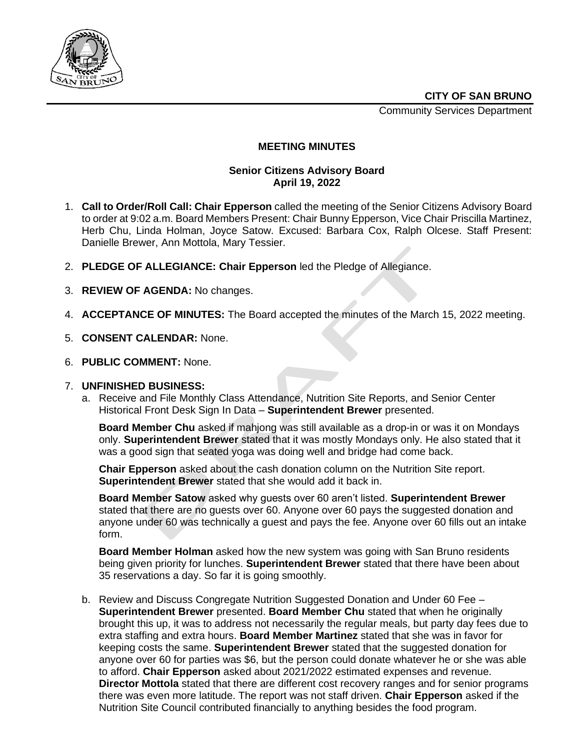**CITY OF SAN BRUNO**

Community Services Department

**MEETING MINUTES**

**Senior Citizens Advisory Board**
**April 19, 2022**

1. **Call to Order/Roll Call: Chair Epperson** called the meeting of the Senior Citizens Advisory Board to order at 9:02 a.m. Board Members Present: Chair Bunny Epperson, Vice Chair Priscilla Martinez, Herb Chu, Linda Holman, Joyce Satow. Excused: Barbara Cox, Ralph Olcese. Staff Present: Danielle Brewer, Ann Mottola, Mary Tessier.

2. **PLEDGE OF ALLEGIANCE: Chair Epperson** led the Pledge of Allegiance.

3. **REVIEW OF AGENDA:** No changes.

4. **ACCEPTANCE OF MINUTES:** The Board accepted the minutes of the March 15, 2022 meeting.

5. **CONSENT CALENDAR:** None.

6. **PUBLIC COMMENT:** None.

7. **UNFINISHED BUSINESS:**
   a. Receive and File Monthly Class Attendance, Nutrition Site Reports, and Senior Center Historical Front Desk Sign In Data – **Superintendent Brewer** presented.

      **Board Member Chu** asked if mahjong was still available as a drop-in or was it on Mondays only. **Superintendent Brewer** stated that it was mostly Mondays only. He also stated that it was a good sign that seated yoga was doing well and bridge had come back.

      **Chair Epperson** asked about the cash donation column on the Nutrition Site report. **Superintendent Brewer** stated that she would add it back in.

      **Board Member Satow** asked why guests over 60 aren't listed. **Superintendent Brewer** stated that there are no guests over 60. Anyone over 60 pays the suggested donation and anyone under 60 was technically a guest and pays the fee. Anyone over 60 fills out an intake form.

      **Board Member Holman** asked how the new system was going with San Bruno residents being given priority for lunches. **Superintendent Brewer** stated that there have been about 35 reservations a day. So far it is going smoothly.

   b. Review and Discuss Congregate Nutrition Suggested Donation and Under 60 Fee – **Superintendent Brewer** presented. **Board Member Chu** stated that when he originally brought this up, it was to address not necessarily the regular meals, but party day fees due to extra staffing and extra hours. **Board Member Martinez** stated that she was in favor for keeping costs the same. **Superintendent Brewer** stated that the suggested donation for anyone over 60 for parties was $6, but the person could donate whatever he or she was able to afford. **Chair Epperson** asked about 2021/2022 estimated expenses and revenue. **Director Mottola** stated that there are different cost recovery ranges and for senior programs there was even more latitude. The report was not staff driven. **Chair Epperson** asked if the Nutrition Site Council contributed financially to anything besides the food program.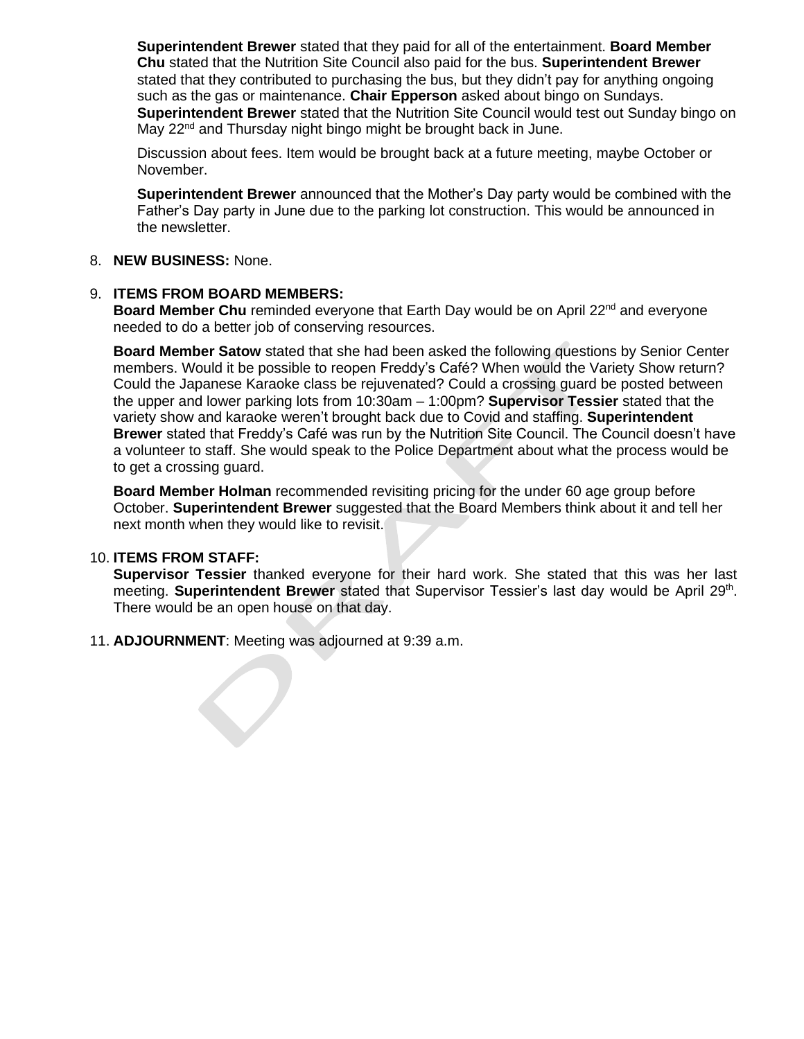**Superintendent Brewer** stated that they paid for all of the entertainment. **Board Member Chu** stated that the Nutrition Site Council also paid for the bus. **Superintendent Brewer** stated that they contributed to purchasing the bus, but they didn't pay for anything ongoing such as the gas or maintenance. **Chair Epperson** asked about bingo on Sundays. **Superintendent Brewer** stated that the Nutrition Site Council would test out Sunday bingo on May 22nd and Thursday night bingo might be brought back in June.

Discussion about fees. Item would be brought back at a future meeting, maybe October or November.

**Superintendent Brewer** announced that the Mother's Day party would be combined with the Father's Day party in June due to the parking lot construction. This would be announced in the newsletter.

8. **NEW BUSINESS:** None.

9. **ITEMS FROM BOARD MEMBERS:**
   **Board Member Chu** reminded everyone that Earth Day would be on April 22nd and everyone needed to do a better job of conserving resources.

   **Board Member Satow** stated that she had been asked the following questions by Senior Center members. Would it be possible to reopen Freddy's Café? When would the Variety Show return? Could the Japanese Karaoke class be rejuvenated? Could a crossing guard be posted between the upper and lower parking lots from 10:30am – 1:00pm? **Supervisor Tessier** stated that the variety show and karaoke weren't brought back due to Covid and staffing. **Superintendent Brewer** stated that Freddy's Café was run by the Nutrition Site Council. The Council doesn't have a volunteer to staff. She would speak to the Police Department about what the process would be to get a crossing guard.

   **Board Member Holman** recommended revisiting pricing for the under 60 age group before October. **Superintendent Brewer** suggested that the Board Members think about it and tell her next month when they would like to revisit.

10. **ITEMS FROM STAFF:**
    **Supervisor Tessier** thanked everyone for their hard work. She stated that this was her last meeting. **Superintendent Brewer** stated that Supervisor Tessier's last day would be April 29th. There would be an open house on that day.

11. **ADJOURNMENT**: Meeting was adjourned at 9:39 a.m.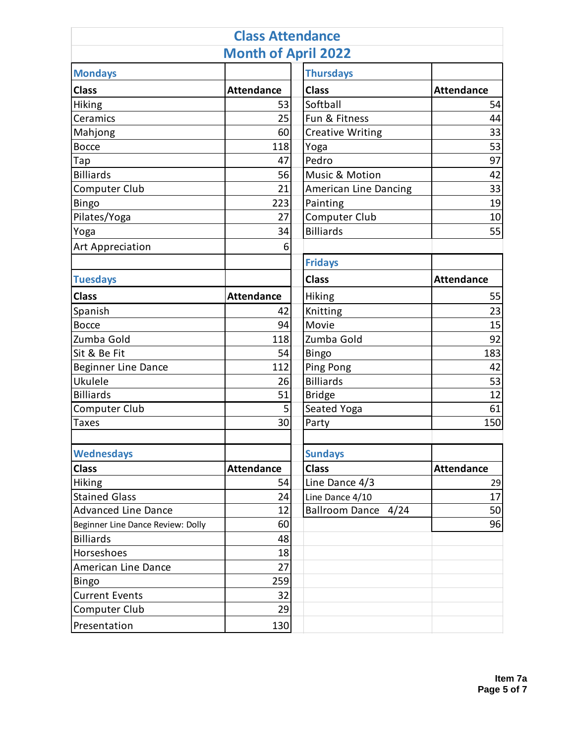# Class Attendance
## Month of April 2022

### Mondays

| Class | Attendance |
|---|---|
| Hiking | 53 |
| Ceramics | 25 |
| Mahjong | 60 |
| Bocce | 118 |
| Tap | 47 |
| Billiards | 56 |
| Computer Club | 21 |
| Bingo | 223 |
| Pilates/Yoga | 27 |
| Yoga | 34 |
| Art Appreciation | 6 |

### Tuesdays

| Class | Attendance |
|---|---|
| Spanish | 42 |
| Bocce | 94 |
| Zumba Gold | 118 |
| Sit & Be Fit | 54 |
| Beginner Line Dance | 112 |
| Ukulele | 26 |
| Billiards | 51 |
| Computer Club | 5 |
| Taxes | 30 |

### Wednesdays

| Class | Attendance |
|---|---|
| Hiking | 54 |
| Stained Glass | 24 |
| Advanced Line Dance | 12 |
| Beginner Line Dance Review: Dolly | 60 |
| Billiards | 48 |
| Horseshoes | 18 |
| American Line Dance | 27 |
| Bingo | 259 |
| Current Events | 32 |
| Computer Club | 29 |
| Presentation | 130 |

### Thursdays

| Class | Attendance |
|---|---|
| Softball | 54 |
| Fun & Fitness | 44 |
| Creative Writing | 33 |
| Yoga | 53 |
| Pedro | 97 |
| Music & Motion | 42 |
| American Line Dancing | 33 |
| Painting | 19 |
| Computer Club | 10 |
| Billiards | 55 |

### Fridays

| Class | Attendance |
|---|---|
| Hiking | 55 |
| Knitting | 23 |
| Movie | 15 |
| Zumba Gold | 92 |
| Bingo | 183 |
| Ping Pong | 42 |
| Billiards | 53 |
| Bridge | 12 |
| Seated Yoga | 61 |
| Party | 150 |

### Sundays

| Class | Attendance |
|---|---|
| Line Dance 4/3 | 29 |
| Line Dance 4/10 | 17 |
| Ballroom Dance 4/24 | 50 |
| | 96 |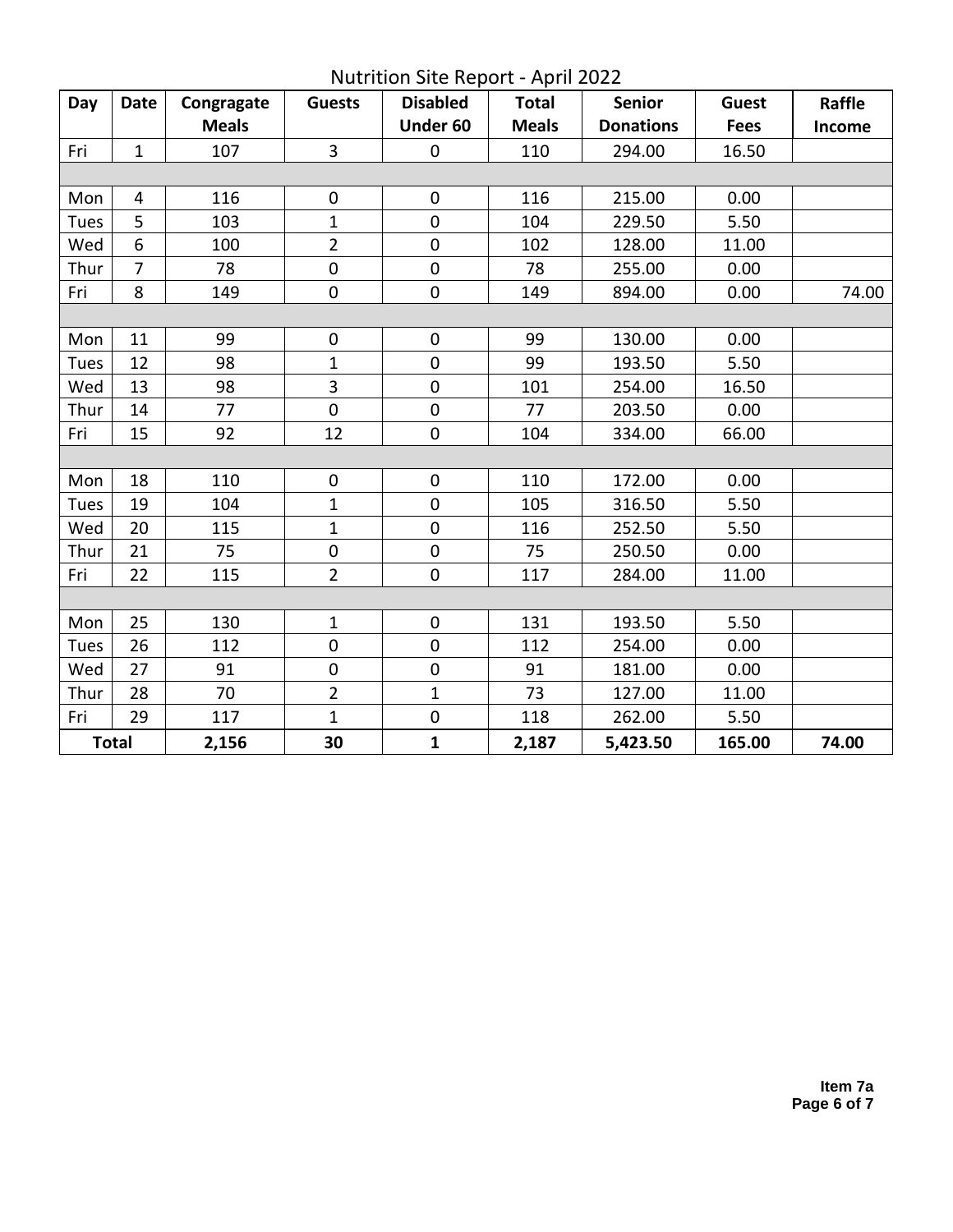# Nutrition Site Report - April 2022

| Day | Date | Congragate Meals | Guests | Disabled Under 60 | Total Meals | Senior Donations | Guest Fees | Raffle Income |
|---|---|---|---|---|---|---|---|---|
| Fri | 1 | 107 | 3 | 0 | 110 | 294.00 | 16.50 | |
| | | | | | | | | |
| Mon | 4 | 116 | 0 | 0 | 116 | 215.00 | 0.00 | |
| Tues | 5 | 103 | 1 | 0 | 104 | 229.50 | 5.50 | |
| Wed | 6 | 100 | 2 | 0 | 102 | 128.00 | 11.00 | |
| Thur | 7 | 78 | 0 | 0 | 78 | 255.00 | 0.00 | |
| Fri | 8 | 149 | 0 | 0 | 149 | 894.00 | 0.00 | 74.00 |
| | | | | | | | | |
| Mon | 11 | 99 | 0 | 0 | 99 | 130.00 | 0.00 | |
| Tues | 12 | 98 | 1 | 0 | 99 | 193.50 | 5.50 | |
| Wed | 13 | 98 | 3 | 0 | 101 | 254.00 | 16.50 | |
| Thur | 14 | 77 | 0 | 0 | 77 | 203.50 | 0.00 | |
| Fri | 15 | 92 | 12 | 0 | 104 | 334.00 | 66.00 | |
| | | | | | | | | |
| Mon | 18 | 110 | 0 | 0 | 110 | 172.00 | 0.00 | |
| Tues | 19 | 104 | 1 | 0 | 105 | 316.50 | 5.50 | |
| Wed | 20 | 115 | 1 | 0 | 116 | 252.50 | 5.50 | |
| Thur | 21 | 75 | 0 | 0 | 75 | 250.50 | 0.00 | |
| Fri | 22 | 115 | 2 | 0 | 117 | 284.00 | 11.00 | |
| | | | | | | | | |
| Mon | 25 | 130 | 1 | 0 | 131 | 193.50 | 5.50 | |
| Tues | 26 | 112 | 0 | 0 | 112 | 254.00 | 0.00 | |
| Wed | 27 | 91 | 0 | 0 | 91 | 181.00 | 0.00 | |
| Thur | 28 | 70 | 2 | 1 | 73 | 127.00 | 11.00 | |
| Fri | 29 | 117 | 1 | 0 | 118 | 262.00 | 5.50 | |
| **Total** | | **2,156** | **30** | **1** | **2,187** | **5,423.50** | **165.00** | **74.00** |

**Item 7a**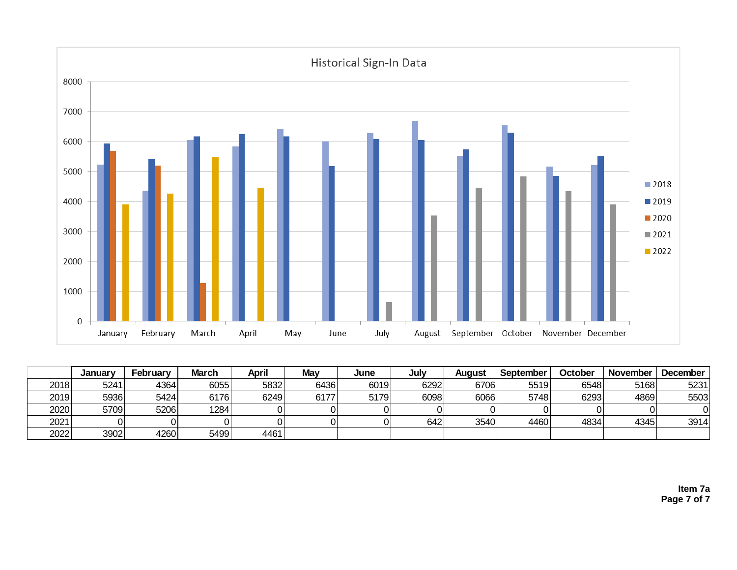Historical Sign-In Data

8000
7000
6000
5000
4000
3000
2000
1000
0

January February March April May June July August September October November December

2018
2019
2020
2021
2022

| | January | February | March | April | May | June | July | August | September | October | November | December |
|---|---|---|---|---|---|---|---|---|---|---|---|---|
| 2018 | 5241 | 4364 | 6055 | 5832 | 6436 | 6019 | 6292 | 6706 | 5519 | 6548 | 5168 | 5231 |
| 2019 | 5936 | 5424 | 6176 | 6249 | 6177 | 5179 | 6098 | 6066 | 5748 | 6293 | 4869 | 5503 |
| 2020 | 5709 | 5206 | 1284 | 0 | 0 | 0 | 0 | 0 | 0 | 0 | 0 | 0 |
| 2021 | 0 | 0 | 0 | 0 | 0 | 0 | 642 | 3540 | 4460 | 4834 | 4345 | 3914 |
| 2022 | 3902 | 4260 | 5499 | 4461 | | | | | | | | |

**Item 7a**